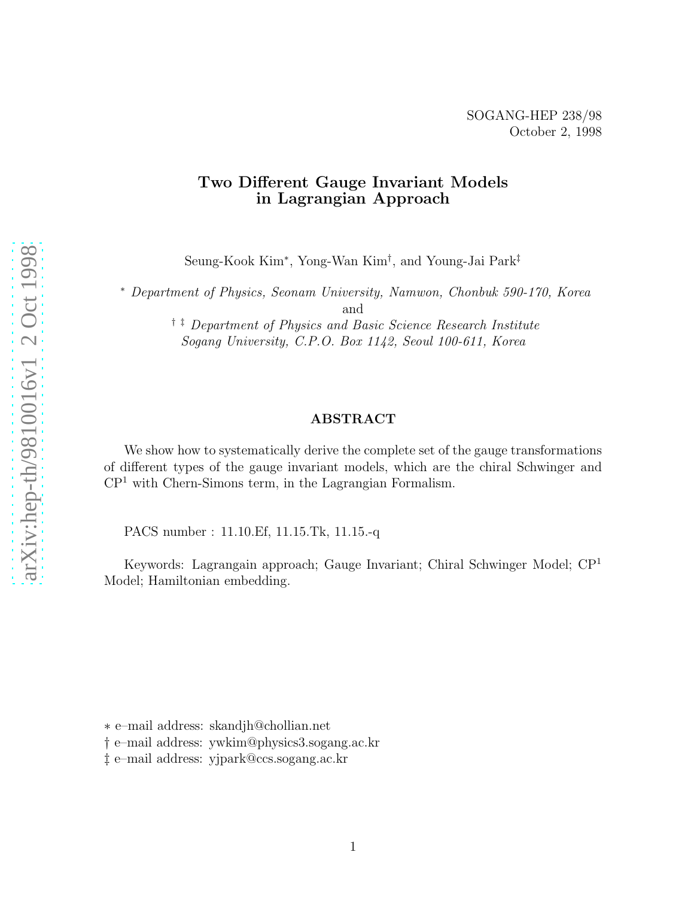SOGANG-HEP 238/98
October 2, 1998

# Two Different Gauge Invariant Models in Lagrangian Approach

Seung-Kook Kim[∗], Yong-Wan Kim[†], and Young-Jai Park[‡]

[∗] *Department of Physics, Seonam University, Namwon, Chonbuk 590-170, Korea*
and
[† ‡] *Department of Physics and Basic Science Research Institute*
*Sogang University, C.P.O. Box 1142, Seoul 100-611, Korea*

## ABSTRACT

We show how to systematically derive the complete set of the gauge transformations of different types of the gauge invariant models, which are the chiral Schwinger and $CP^1$ with Chern-Simons term, in the Lagrangian Formalism.

PACS number : 11.10.Ef, 11.15.Tk, 11.15.-q

Keywords: Lagrangain approach; Gauge Invariant; Chiral Schwinger Model; $CP^1$ Model; Hamiltonian embedding.

∗ e–mail address: skandjh@chollian.net
† e–mail address: ywkim@physics3.sogang.ac.kr
‡ e–mail address: yjpark@ccs.sogang.ac.kr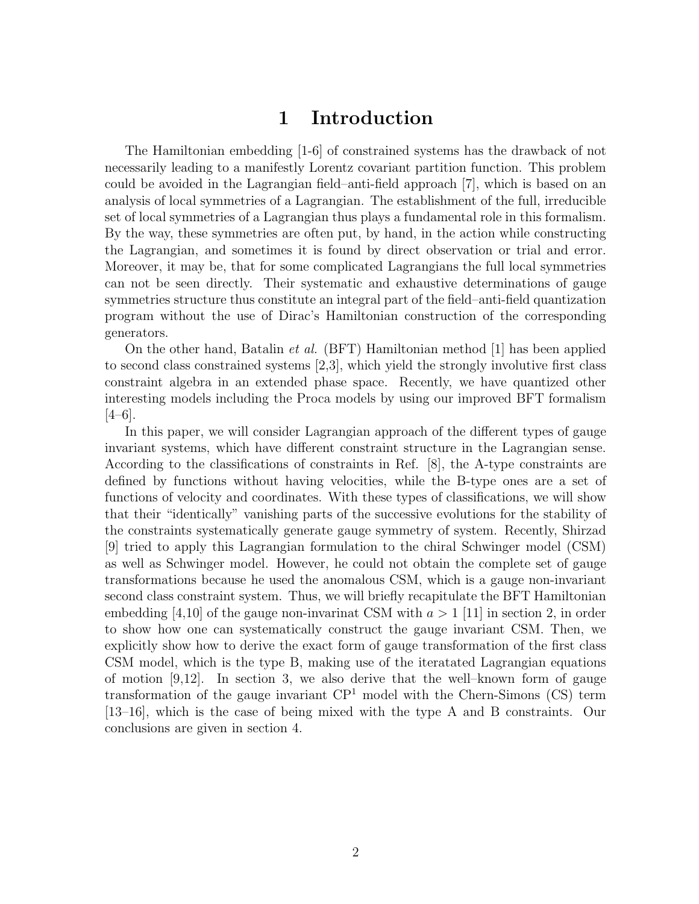// Page 2 of 15 — document 4fec554ea430
# 1 Introduction

The Hamiltonian embedding [1-6] of constrained systems has the drawback of not necessarily leading to a manifestly Lorentz covariant partition function. This problem could be avoided in the Lagrangian field–anti-field approach [7], which is based on an analysis of local symmetries of a Lagrangian. The establishment of the full, irreducible set of local symmetries of a Lagrangian thus plays a fundamental role in this formalism. By the way, these symmetries are often put, by hand, in the action while constructing the Lagrangian, and sometimes it is found by direct observation or trial and error. Moreover, it may be, that for some complicated Lagrangians the full local symmetries can not be seen directly. Their systematic and exhaustive determinations of gauge symmetries structure thus constitute an integral part of the field–anti-field quantization program without the use of Dirac's Hamiltonian construction of the corresponding generators.

On the other hand, Batalin *et al.* (BFT) Hamiltonian method [1] has been applied to second class constrained systems [2,3], which yield the strongly involutive first class constraint algebra in an extended phase space. Recently, we have quantized other interesting models including the Proca models by using our improved BFT formalism [4–6].

In this paper, we will consider Lagrangian approach of the different types of gauge invariant systems, which have different constraint structure in the Lagrangian sense. According to the classifications of constraints in Ref. [8], the A-type constraints are defined by functions without having velocities, while the B-type ones are a set of functions of velocity and coordinates. With these types of classifications, we will show that their "identically" vanishing parts of the successive evolutions for the stability of the constraints systematically generate gauge symmetry of system. Recently, Shirzad [9] tried to apply this Lagrangian formulation to the chiral Schwinger model (CSM) as well as Schwinger model. However, he could not obtain the complete set of gauge transformations because he used the anomalous CSM, which is a gauge non-invariant second class constraint system. Thus, we will briefly recapitulate the BFT Hamiltonian embedding [4,10] of the gauge non-invarinat CSM with $a > 1$ [11] in section 2, in order to show how one can systematically construct the gauge invariant CSM. Then, we explicitly show how to derive the exact form of gauge transformation of the first class CSM model, which is the type B, making use of the iteratated Lagrangian equations of motion [9,12]. In section 3, we also derive that the well–known form of gauge transformation of the gauge invariant $\mathrm{CP}^1$ model with the Chern-Simons (CS) term [13–16], which is the case of being mixed with the type A and B constraints. Our conclusions are given in section 4.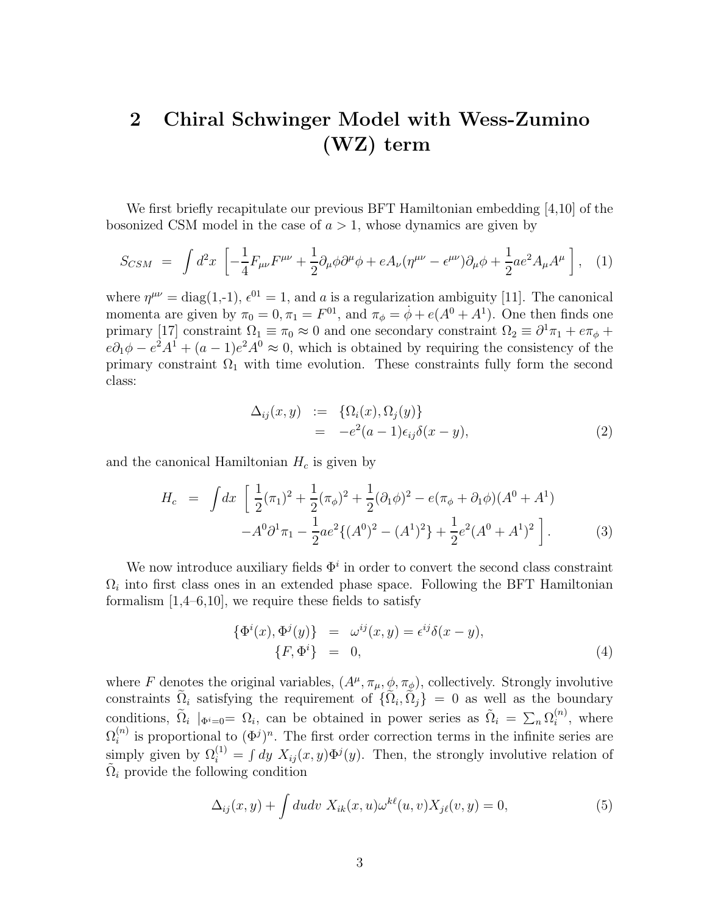## 2 Chiral Schwinger Model with Wess-Zumino (WZ) term

We first briefly recapitulate our previous BFT Hamiltonian embedding [4,10] of the bosonized CSM model in the case of $a > 1$, whose dynamics are given by

$$
S_{CSM} = \int d^2x \left[ -\frac{1}{4} F_{\mu\nu}F^{\mu\nu} + \frac{1}{2}\partial_\mu\phi\partial^\mu\phi + eA_\nu(\eta^{\mu\nu} - \epsilon^{\mu\nu})\partial_\mu\phi + \frac{1}{2}ae^2 A_\mu A^\mu \right], \quad (1)
$$

where $\eta^{\mu\nu} = \text{diag}(1,\text{-}1)$, $\epsilon^{01} = 1$, and $a$ is a regularization ambiguity [11]. The canonical momenta are given by $\pi_0 = 0, \pi_1 = F^{01}$, and $\pi_\phi = \dot{\phi} + e(A^0 + A^1)$. One then finds one primary [17] constraint $\Omega_1 \equiv \pi_0 \approx 0$ and one secondary constraint $\Omega_2 \equiv \partial^1\pi_1 + e\pi_\phi + e\partial_1\phi - e^2A^1 + (a-1)e^2A^0 \approx 0$, which is obtained by requiring the consistency of the primary constraint $\Omega_1$ with time evolution. These constraints fully form the second class:

$$
\begin{aligned}
\Delta_{ij}(x,y) &:= \{\Omega_i(x), \Omega_j(y)\} \\
&= -e^2(a-1)\epsilon_{ij}\delta(x-y),
\end{aligned} \quad (2)
$$

and the canonical Hamiltonian $H_c$ is given by

$$
\begin{aligned}
H_c = \int dx \; \Big[ & \frac{1}{2}(\pi_1)^2 + \frac{1}{2}(\pi_\phi)^2 + \frac{1}{2}(\partial_1\phi)^2 - e(\pi_\phi + \partial_1\phi)(A^0 + A^1) \\
& - A^0\partial^1\pi_1 - \frac{1}{2}ae^2\{(A^0)^2 - (A^1)^2\} + \frac{1}{2}e^2(A^0 + A^1)^2 \Big].
\end{aligned} \quad (3)
$$

We now introduce auxiliary fields $\Phi^i$ in order to convert the second class constraint $\Omega_i$ into first class ones in an extended phase space. Following the BFT Hamiltonian formalism [1,4–6,10], we require these fields to satisfy

$$
\begin{aligned}
\{\Phi^i(x), \Phi^j(y)\} &= \omega^{ij}(x,y) = \epsilon^{ij}\delta(x-y), \\
\{F, \Phi^i\} &= 0,
\end{aligned} \quad (4)
$$

where $F$ denotes the original variables, $(A^\mu, \pi_\mu, \phi, \pi_\phi)$, collectively. Strongly involutive constraints $\widetilde{\Omega}_i$ satisfying the requirement of $\{\widetilde{\Omega}_i, \widetilde{\Omega}_j\} = 0$ as well as the boundary conditions, $\widetilde{\Omega}_i \mid_{\Phi^i=0} = \Omega_i$, can be obtained in power series as $\tilde{\Omega}_i = \sum_n \Omega_i^{(n)}$, where $\Omega_i^{(n)}$ is proportional to $(\Phi^j)^n$. The first order correction terms in the infinite series are simply given by $\Omega_i^{(1)} = \int dy \; X_{ij}(x,y)\Phi^j(y)$. Then, the strongly involutive relation of $\tilde{\Omega}_i$ provide the following condition

$$
\Delta_{ij}(x,y) + \int dudv \; X_{ik}(x,u)\omega^{k\ell}(u,v)X_{j\ell}(v,y) = 0, \quad (5)
$$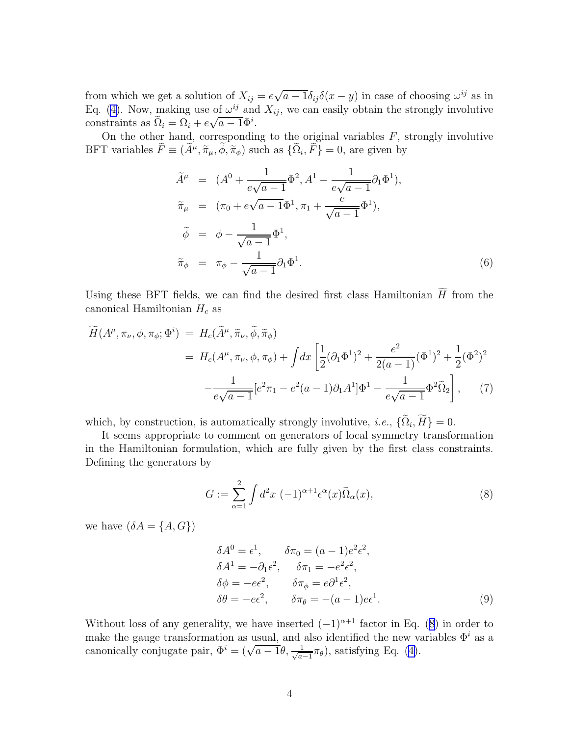from which we get a solution of $X_{ij} = e\sqrt{a-1}\delta_{ij}\delta(x-y)$ in case of choosing $\omega^{ij}$ as in Eq. (4). Now, making use of $\omega^{ij}$ and $X_{ij}$, we can easily obtain the strongly involutive constraints as $\widetilde{\Omega}_i = \Omega_i + e\sqrt{a-1}\Phi^i$.

On the other hand, corresponding to the original variables $F$, strongly involutive BFT variables $\widetilde{F} \equiv (\widetilde{A}^\mu, \widetilde{\pi}_\mu, \widetilde{\phi}, \widetilde{\pi}_\phi)$ such as $\{\widetilde{\Omega}_i, \widetilde{F}\} = 0$, are given by

$$
\begin{aligned}
\widetilde{A}^\mu &= (A^0 + \frac{1}{e\sqrt{a-1}}\Phi^2, A^1 - \frac{1}{e\sqrt{a-1}}\partial_1\Phi^1), \\
\widetilde{\pi}_\mu &= (\pi_0 + e\sqrt{a-1}\Phi^1, \pi_1 + \frac{e}{\sqrt{a-1}}\Phi^1), \\
\widetilde{\phi} &= \phi - \frac{1}{\sqrt{a-1}}\Phi^1, \\
\widetilde{\pi}_\phi &= \pi_\phi - \frac{1}{\sqrt{a-1}}\partial_1\Phi^1. \qquad (6)
\end{aligned}
$$

Using these BFT fields, we can find the desired first class Hamiltonian $\widetilde{H}$ from the canonical Hamiltonian $H_c$ as

$$
\begin{aligned}
\widetilde{H}(A^\mu, \pi_\nu, \phi, \pi_\phi; \Phi^i) &= H_c(\widetilde{A}^\mu, \widetilde{\pi}_\nu, \widetilde{\phi}, \widetilde{\pi}_\phi) \\
&= H_c(A^\mu, \pi_\nu, \phi, \pi_\phi) + \int dx \left[\frac{1}{2}(\partial_1\Phi^1)^2 + \frac{e^2}{2(a-1)}(\Phi^1)^2 + \frac{1}{2}(\Phi^2)^2 \right. \\
&\quad \left. - \frac{1}{e\sqrt{a-1}}[e^2\pi_1 - e^2(a-1)\partial_1 A^1]\Phi^1 - \frac{1}{e\sqrt{a-1}}\Phi^2\widetilde{\Omega}_2\right], \qquad (7)
\end{aligned}
$$

which, by construction, is automatically strongly involutive, *i.e.*, $\{\widetilde{\Omega}_i, \widetilde{H}\} = 0$.

It seems appropriate to comment on generators of local symmetry transformation in the Hamiltonian formulation, which are fully given by the first class constraints. Defining the generators by

$$
G := \sum_{\alpha=1}^{2} \int d^2x \; (-1)^{\alpha+1}\epsilon^\alpha(x)\widetilde{\Omega}_\alpha(x), \qquad (8)
$$

we have ($\delta A = \{A, G\}$)

$$
\begin{aligned}
&\delta A^0 = \epsilon^1, \qquad \delta\pi_0 = (a-1)e^2\epsilon^2, \\
&\delta A^1 = -\partial_1\epsilon^2, \quad \delta\pi_1 = -e^2\epsilon^2, \\
&\delta\phi = -e\epsilon^2, \qquad \delta\pi_\phi = e\partial^1\epsilon^2, \\
&\delta\theta = -e\epsilon^2, \qquad \delta\pi_\theta = -(a-1)e\epsilon^1. \qquad (9)
\end{aligned}
$$

Without loss of any generality, we have inserted $(-1)^{\alpha+1}$ factor in Eq. (8) in order to make the gauge transformation as usual, and also identified the new variables $\Phi^i$ as a canonically conjugate pair, $\Phi^i = (\sqrt{a-1}\theta, \frac{1}{\sqrt{a-1}}\pi_\theta)$, satisfying Eq. (4).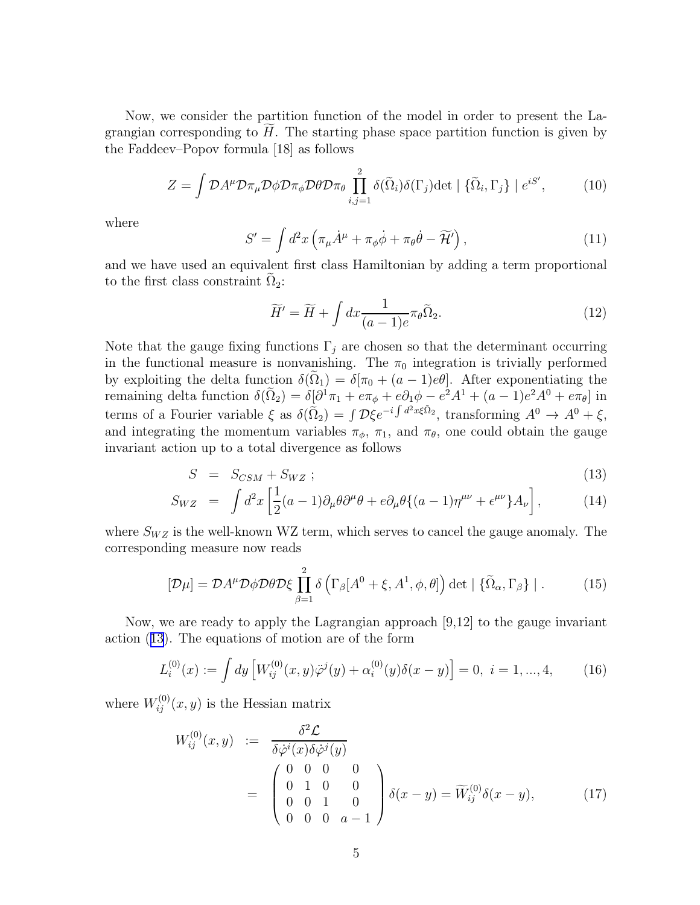Now, we consider the partition function of the model in order to present the Lagrangian corresponding to $\widetilde{H}$. The starting phase space partition function is given by the Faddeev–Popov formula [18] as follows

$$
Z = \int \mathcal{D}A^{\mu}\mathcal{D}\pi_{\mu}\mathcal{D}\phi\mathcal{D}\pi_{\phi}\mathcal{D}\theta\mathcal{D}\pi_{\theta}\prod_{i,j=1}^{2}\delta(\widetilde{\Omega}_i)\delta(\Gamma_j)\det \mid \{\widetilde{\Omega}_i, \Gamma_j\} \mid e^{iS'}, \tag{10}
$$

where

$$
S' = \int d^2x \left(\pi_{\mu}\dot{A}^{\mu} + \pi_{\phi}\dot{\phi} + \pi_{\theta}\dot{\theta} - \widetilde{\mathcal{H}}'\right), \tag{11}
$$

and we have used an equivalent first class Hamiltonian by adding a term proportional to the first class constraint $\widetilde{\Omega}_2$:

$$
\widetilde{H}' = \widetilde{H} + \int dx \frac{1}{(a-1)e}\pi_{\theta}\widetilde{\Omega}_2. \tag{12}
$$

Note that the gauge fixing functions $\Gamma_j$ are chosen so that the determinant occurring in the functional measure is nonvanishing. The $\pi_0$ integration is trivially performed by exploiting the delta function $\delta(\widetilde{\Omega}_1) = \delta[\pi_0 + (a-1)e\theta]$. After exponentiating the remaining delta function $\delta(\widetilde{\Omega}_2) = \delta[\partial^1\pi_1 + e\pi_{\phi} + e\partial_1\phi - e^2A^1 + (a-1)e^2A^0 + e\pi_{\theta}]$ in terms of a Fourier variable $\xi$ as $\delta(\widetilde{\Omega}_2) = \int \mathcal{D}\xi e^{-i\int d^2x \xi\widetilde{\Omega}_2}$, transforming $A^0 \to A^0 + \xi$, and integrating the momentum variables $\pi_{\phi}$, $\pi_1$, and $\pi_{\theta}$, one could obtain the gauge invariant action up to a total divergence as follows

$$
\begin{aligned}
S &= S_{CSM} + S_{WZ}\ ; \qquad (13)\\
S_{WZ} &= \int d^2x \left[\frac{1}{2}(a-1)\partial_{\mu}\theta\partial^{\mu}\theta + e\partial_{\mu}\theta\{(a-1)\eta^{\mu\nu} + \epsilon^{\mu\nu}\}A_{\nu}\right], \qquad (14)
\end{aligned}
$$

where $S_{WZ}$ is the well-known WZ term, which serves to cancel the gauge anomaly. The corresponding measure now reads

$$
[\mathcal{D}\mu] = \mathcal{D}A^{\mu}\mathcal{D}\phi\mathcal{D}\theta\mathcal{D}\xi\prod_{\beta=1}^{2}\delta\left(\Gamma_{\beta}[A^0+\xi, A^1, \phi, \theta]\right)\det \mid \{\widetilde{\Omega}_{\alpha}, \Gamma_{\beta}\} \mid . \tag{15}
$$

Now, we are ready to apply the Lagrangian approach [9,12] to the gauge invariant action (13). The equations of motion are of the form

$$
L_i^{(0)}(x) := \int dy \left[W_{ij}^{(0)}(x,y)\ddot{\varphi}^j(y) + \alpha_i^{(0)}(y)\delta(x-y)\right] = 0,\ i = 1, ..., 4, \tag{16}
$$

where $W_{ij}^{(0)}(x,y)$ is the Hessian matrix

$$
\begin{aligned}
W_{ij}^{(0)}(x,y) &:= \frac{\delta^2\mathcal{L}}{\delta\dot{\varphi}^i(x)\delta\dot{\varphi}^j(y)} \\
&= \begin{pmatrix} 0 & 0 & 0 & 0 \\ 0 & 1 & 0 & 0 \\ 0 & 0 & 1 & 0 \\ 0 & 0 & 0 & a-1 \end{pmatrix}\delta(x-y) = \widetilde{W}_{ij}^{(0)}\delta(x-y), \qquad (17)
\end{aligned}
$$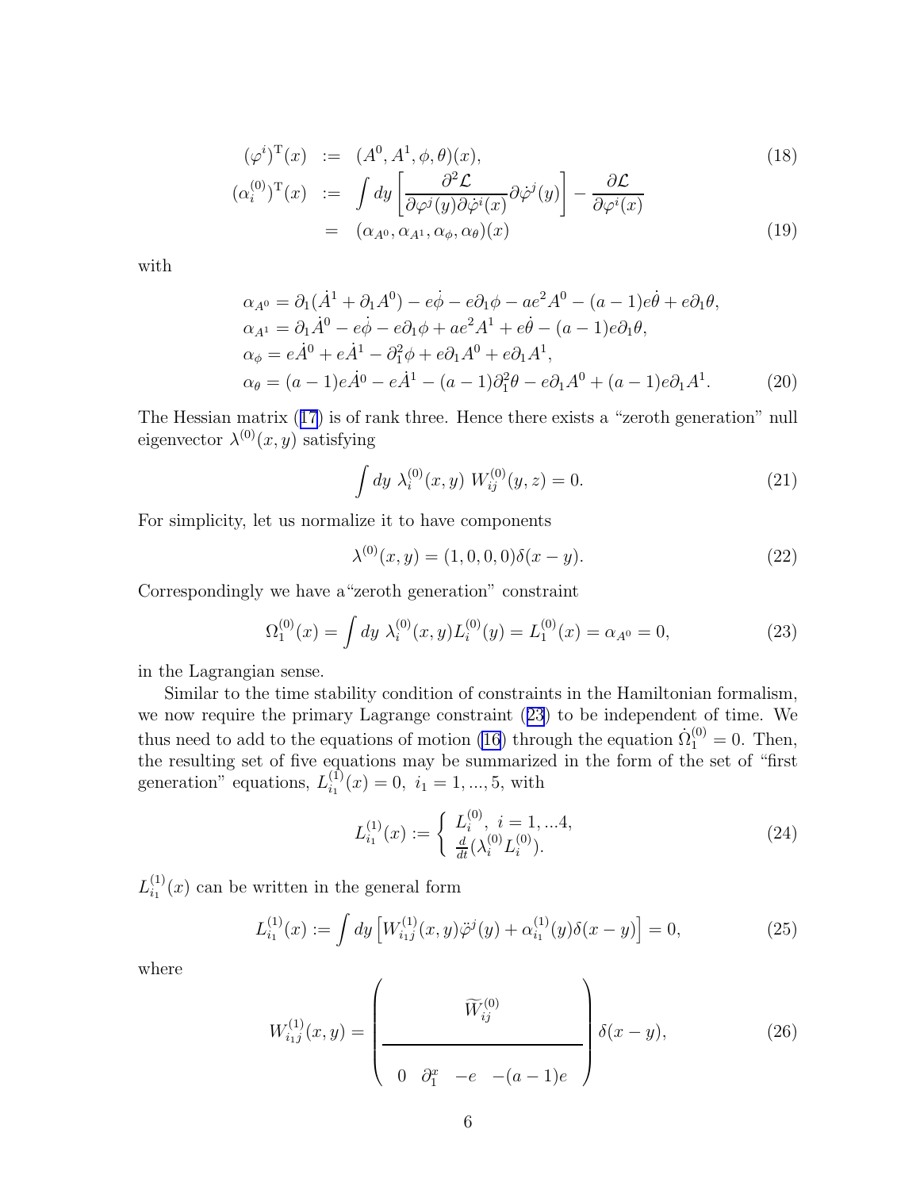$$
\begin{aligned}
(\varphi^i)^{\rm T}(x) &:= (A^0, A^1, \phi, \theta)(x), && (18)\\
(\alpha_i^{(0)})^{\rm T}(x) &:= \int dy \left[\frac{\partial^2 \mathcal{L}}{\partial \varphi^j(y)\partial \dot{\varphi}^i(x)} \partial \dot{\varphi}^j(y)\right] - \frac{\partial \mathcal{L}}{\partial \varphi^i(x)} \\
&= (\alpha_{A^0}, \alpha_{A^1}, \alpha_\phi, \alpha_\theta)(x) && (19)
\end{aligned}
$$

with

$$
\begin{aligned}
&\alpha_{A^0} = \partial_1(\dot{A}^1 + \partial_1 A^0) - e\dot{\phi} - e\partial_1\phi - ae^2A^0 - (a-1)e\dot{\theta} + e\partial_1\theta,\\
&\alpha_{A^1} = \partial_1\dot{A}^0 - e\dot{\phi} - e\partial_1\phi + ae^2A^1 + e\dot{\theta} - (a-1)e\partial_1\theta,\\
&\alpha_\phi = e\dot{A}^0 + e\dot{A}^1 - \partial_1^2\phi + e\partial_1A^0 + e\partial_1A^1,\\
&\alpha_\theta = (a-1)e\dot{A}^0 - e\dot{A}^1 - (a-1)\partial_1^2\theta - e\partial_1A^0 + (a-1)e\partial_1A^1. \qquad (20)
\end{aligned}
$$

The Hessian matrix (17) is of rank three. Hence there exists a "zeroth generation" null eigenvector $\lambda^{(0)}(x,y)$ satisfying

$$
\int dy\ \lambda_i^{(0)}(x,y)\ W_{ij}^{(0)}(y,z) = 0. \qquad (21)
$$

For simplicity, let us normalize it to have components

$$
\lambda^{(0)}(x,y) = (1,0,0,0)\delta(x-y). \qquad (22)
$$

Correspondingly we have a"zeroth generation" constraint

$$
\Omega_1^{(0)}(x) = \int dy\ \lambda_i^{(0)}(x,y) L_i^{(0)}(y) = L_1^{(0)}(x) = \alpha_{A^0} = 0, \qquad (23)
$$

in the Lagrangian sense.

Similar to the time stability condition of constraints in the Hamiltonian formalism, we now require the primary Lagrange constraint (23) to be independent of time. We thus need to add to the equations of motion (16) through the equation $\dot{\Omega}_1^{(0)} = 0$. Then, the resulting set of five equations may be summarized in the form of the set of "first generation" equations, $L_{i_1}^{(1)}(x) = 0,\ i_1 = 1, ..., 5$, with

$$
L_{i_1}^{(1)}(x) := \left\{ \begin{array}{l} L_i^{(0)},\ i = 1, ...4, \\ \frac{d}{dt}(\lambda_i^{(0)} L_i^{(0)}). \end{array} \right. \qquad (24)
$$

$L_{i_1}^{(1)}(x)$ can be written in the general form

$$
L_{i_1}^{(1)}(x) := \int dy \left[W_{i_1 j}^{(1)}(x,y)\ddot{\varphi}^j(y) + \alpha_{i_1}^{(1)}(y)\delta(x-y)\right] = 0, \qquad (25)
$$

where

$$
W_{i_1 j}^{(1)}(x,y) = \left( \begin{array}{cccc} & \widetilde{W}_{ij}^{(0)} & & \\ \hline 0 & \partial_1^x & -e & -(a-1)e \end{array} \right) \delta(x-y), \qquad (26)
$$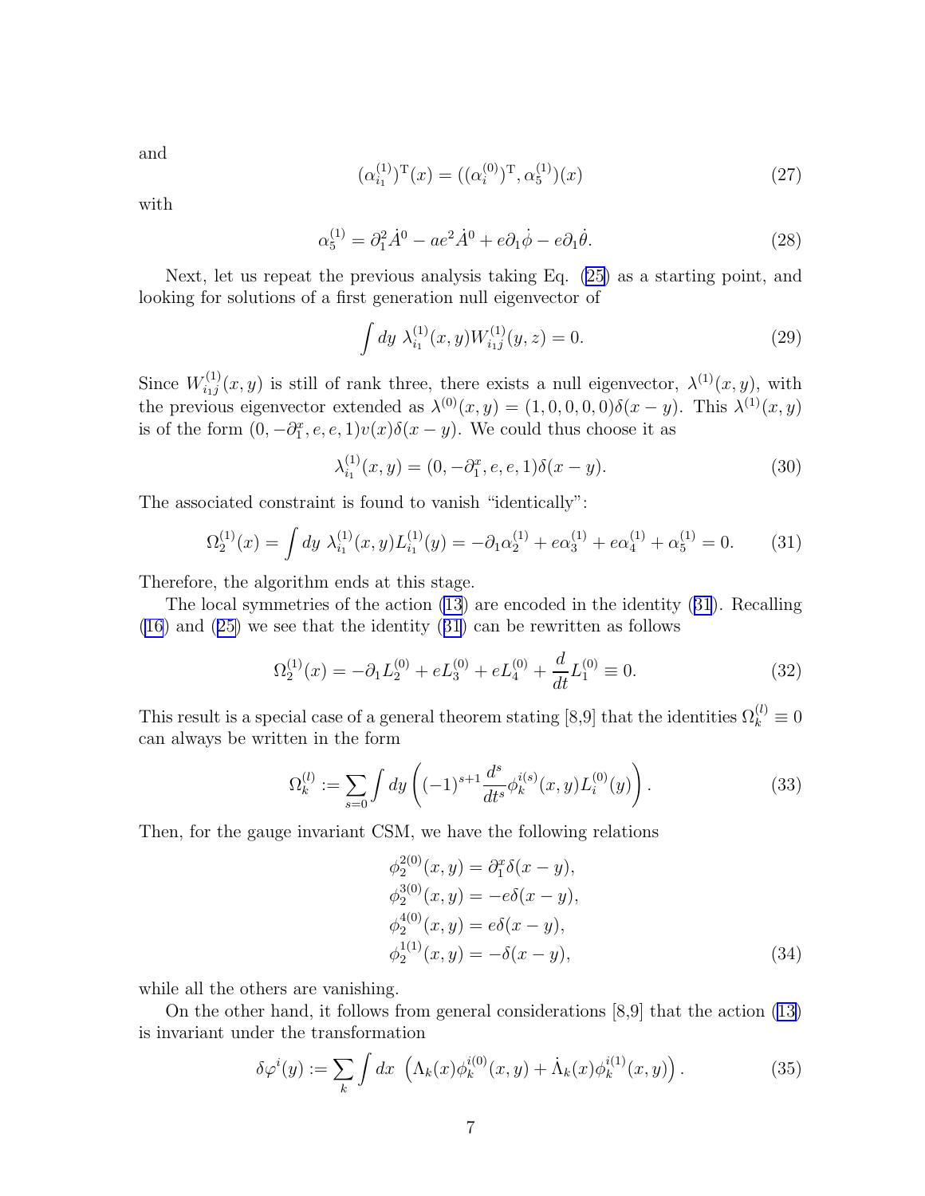and

$$(\alpha_{i_1}^{(1)})^{\mathrm{T}}(x) = ((\alpha_i^{(0)})^{\mathrm{T}}, \alpha_5^{(1)})(x) \tag{27}$$

with

$$\alpha_5^{(1)} = \partial_1^2 \dot{A}^0 - ae^2 \dot{A}^0 + e\partial_1 \dot{\phi} - e\partial_1 \dot{\theta}. \tag{28}$$

Next, let us repeat the previous analysis taking Eq. (25) as a starting point, and looking for solutions of a first generation null eigenvector of

$$\int dy\ \lambda_{i_1}^{(1)}(x,y) W_{i_1 j}^{(1)}(y,z) = 0. \tag{29}$$

Since $W_{i_1 j}^{(1)}(x,y)$ is still of rank three, there exists a null eigenvector, $\lambda^{(1)}(x,y)$, with the previous eigenvector extended as $\lambda^{(0)}(x,y) = (1,0,0,0,0)\delta(x-y)$. This $\lambda^{(1)}(x,y)$ is of the form $(0, -\partial_1^x, e, e, 1)v(x)\delta(x-y)$. We could thus choose it as

$$\lambda_{i_1}^{(1)}(x,y) = (0, -\partial_1^x, e, e, 1)\delta(x-y). \tag{30}$$

The associated constraint is found to vanish "identically":

$$\Omega_2^{(1)}(x) = \int dy\ \lambda_{i_1}^{(1)}(x,y) L_{i_1}^{(1)}(y) = -\partial_1 \alpha_2^{(1)} + e\alpha_3^{(1)} + e\alpha_4^{(1)} + \alpha_5^{(1)} = 0. \tag{31}$$

Therefore, the algorithm ends at this stage.

The local symmetries of the action (13) are encoded in the identity (31). Recalling (16) and (25) we see that the identity (31) can be rewritten as follows

$$\Omega_2^{(1)}(x) = -\partial_1 L_2^{(0)} + eL_3^{(0)} + eL_4^{(0)} + \frac{d}{dt} L_1^{(0)} \equiv 0. \tag{32}$$

This result is a special case of a general theorem stating [8,9] that the identities $\Omega_k^{(l)} \equiv 0$ can always be written in the form

$$\Omega_k^{(l)} := \sum_{s=0} \int dy \left( (-1)^{s+1} \frac{d^s}{dt^s} \phi_k^{i(s)}(x,y) L_i^{(0)}(y) \right). \tag{33}$$

Then, for the gauge invariant CSM, we have the following relations

$$\begin{aligned}
\phi_2^{2(0)}(x,y) &= \partial_1^x \delta(x-y), \\
\phi_2^{3(0)}(x,y) &= -e\delta(x-y), \\
\phi_2^{4(0)}(x,y) &= e\delta(x-y), \\
\phi_2^{1(1)}(x,y) &= -\delta(x-y),
\end{aligned} \tag{34}$$

while all the others are vanishing.

On the other hand, it follows from general considerations [8,9] that the action (13) is invariant under the transformation

$$\delta\varphi^i(y) := \sum_k \int dx\ \left( \Lambda_k(x) \phi_k^{i(0)}(x,y) + \dot{\Lambda}_k(x) \phi_k^{i(1)}(x,y) \right). \tag{35}$$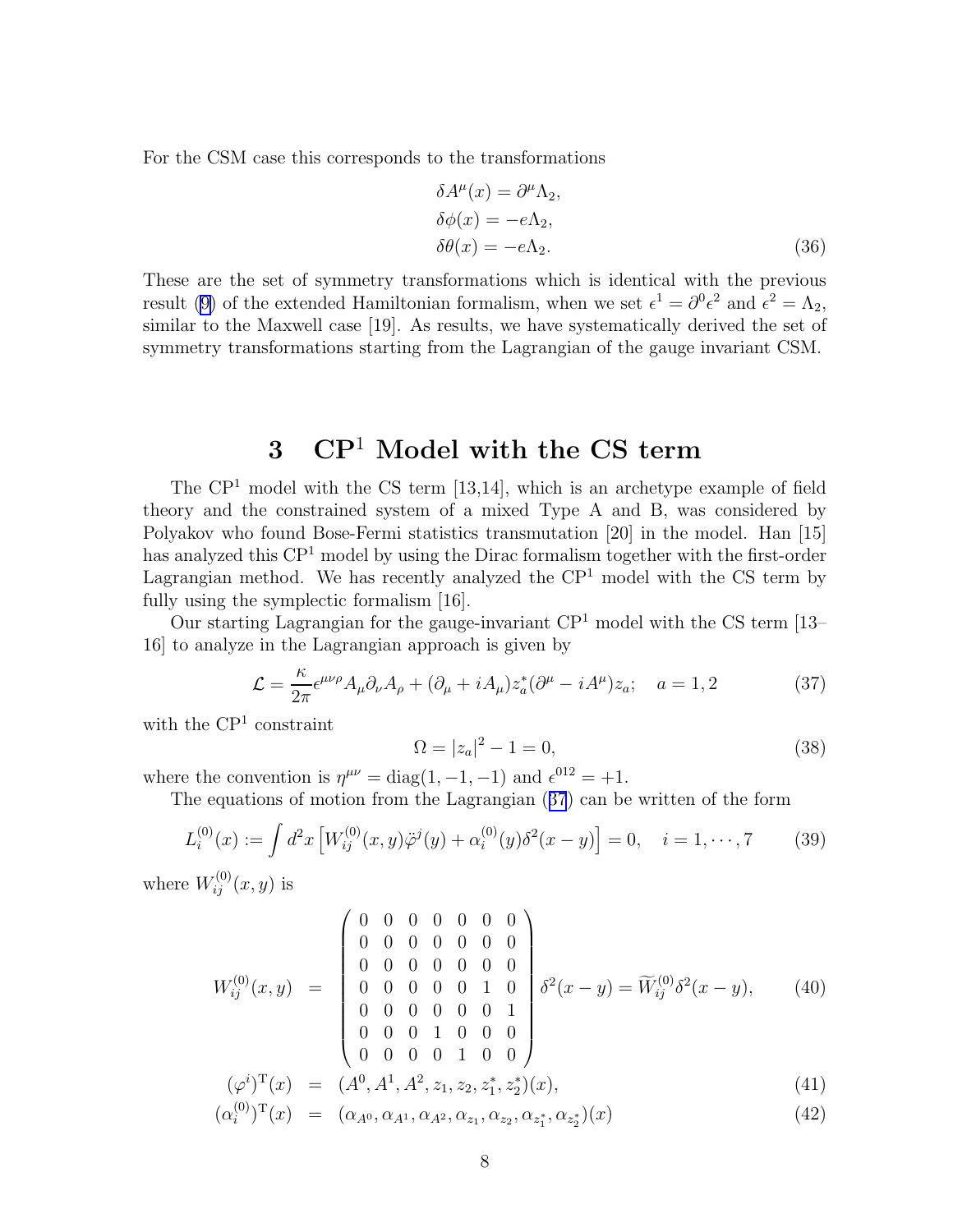For the CSM case this corresponds to the transformations

$$
\begin{aligned}
\delta A^{\mu}(x) &= \partial^{\mu}\Lambda_2, \\
\delta\phi(x) &= -e\Lambda_2, \\
\delta\theta(x) &= -e\Lambda_2.
\end{aligned} \tag{36}
$$

These are the set of symmetry transformations which is identical with the previous result (9) of the extended Hamiltonian formalism, when we set $\epsilon^1 = \partial^0\epsilon^2$ and $\epsilon^2 = \Lambda_2$, similar to the Maxwell case [19]. As results, we have systematically derived the set of symmetry transformations starting from the Lagrangian of the gauge invariant CSM.

# 3 CP$^1$ Model with the CS term

The CP$^1$ model with the CS term [13,14], which is an archetype example of field theory and the constrained system of a mixed Type A and B, was considered by Polyakov who found Bose-Fermi statistics transmutation [20] in the model. Han [15] has analyzed this CP$^1$ model by using the Dirac formalism together with the first-order Lagrangian method. We has recently analyzed the CP$^1$ model with the CS term by fully using the symplectic formalism [16].

Our starting Lagrangian for the gauge-invariant CP$^1$ model with the CS term [13–16] to analyze in the Lagrangian approach is given by

$$
\mathcal{L} = \frac{\kappa}{2\pi}\epsilon^{\mu\nu\rho}A_{\mu}\partial_{\nu}A_{\rho} + (\partial_{\mu} + iA_{\mu})z_a^*(\partial^{\mu} - iA^{\mu})z_a; \quad a = 1, 2 \tag{37}
$$

with the CP$^1$ constraint

$$
\Omega = |z_a|^2 - 1 = 0, \tag{38}
$$

where the convention is $\eta^{\mu\nu} = \text{diag}(1, -1, -1)$ and $\epsilon^{012} = +1$.

The equations of motion from the Lagrangian (37) can be written of the form

$$
L_i^{(0)}(x) := \int d^2x \left[W_{ij}^{(0)}(x, y)\ddot{\varphi}^j(y) + \alpha_i^{(0)}(y)\delta^2(x - y)\right] = 0, \quad i = 1, \cdots, 7 \tag{39}
$$

where $W_{ij}^{(0)}(x, y)$ is

$$
\begin{aligned}
W_{ij}^{(0)}(x, y) &= \begin{pmatrix} 0 & 0 & 0 & 0 & 0 & 0 & 0 \\ 0 & 0 & 0 & 0 & 0 & 0 & 0 \\ 0 & 0 & 0 & 0 & 0 & 0 & 0 \\ 0 & 0 & 0 & 0 & 0 & 1 & 0 \\ 0 & 0 & 0 & 0 & 0 & 0 & 1 \\ 0 & 0 & 0 & 1 & 0 & 0 & 0 \\ 0 & 0 & 0 & 0 & 1 & 0 & 0 \end{pmatrix} \delta^2(x - y) = \widetilde{W}_{ij}^{(0)}\delta^2(x - y), && (40) \\
(\varphi^i)^{\mathrm{T}}(x) &= (A^0, A^1, A^2, z_1, z_2, z_1^*, z_2^*)(x), && (41) \\
(\alpha_i^{(0)})^{\mathrm{T}}(x) &= (\alpha_{A^0}, \alpha_{A^1}, \alpha_{A^2}, \alpha_{z_1}, \alpha_{z_2}, \alpha_{z_1^*}, \alpha_{z_2^*})(x) && (42)
\end{aligned}
$$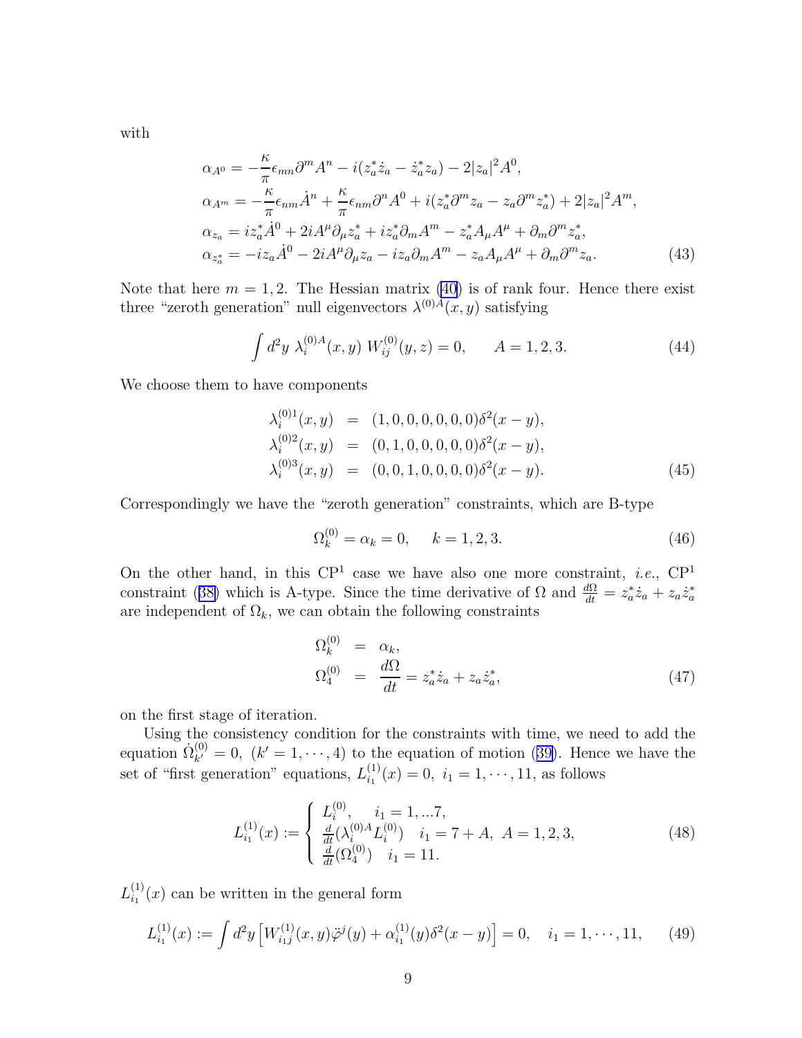with

$$
\begin{aligned}
\alpha_{A^0} &= -\frac{\kappa}{\pi}\epsilon_{mn}\partial^m A^n - i(z_a^*\dot{z}_a - \dot{z}_a^* z_a) - 2|z_a|^2 A^0, \\
\alpha_{A^m} &= -\frac{\kappa}{\pi}\epsilon_{nm}\dot{A}^n + \frac{\kappa}{\pi}\epsilon_{nm}\partial^n A^0 + i(z_a^*\partial^m z_a - z_a\partial^m z_a^*) + 2|z_a|^2 A^m, \\
\alpha_{z_a} &= iz_a^*\dot{A}^0 + 2iA^\mu\partial_\mu z_a^* + iz_a^*\partial_m A^m - z_a^* A_\mu A^\mu + \partial_m\partial^m z_a^*, \\
\alpha_{z_a^*} &= -iz_a\dot{A}^0 - 2iA^\mu\partial_\mu z_a - iz_a\partial_m A^m - z_a A_\mu A^\mu + \partial_m\partial^m z_a.
\end{aligned}
\tag{43}
$$

Note that here $m = 1, 2$. The Hessian matrix (40) is of rank four. Hence there exist three "zeroth generation" null eigenvectors $\lambda^{(0)A}(x, y)$ satisfying

$$
\int d^2y \; \lambda_i^{(0)A}(x, y) \; W_{ij}^{(0)}(y, z) = 0, \qquad A = 1, 2, 3. \tag{44}
$$

We choose them to have components

$$
\begin{aligned}
\lambda_i^{(0)1}(x, y) &= (1, 0, 0, 0, 0, 0, 0)\delta^2(x - y), \\
\lambda_i^{(0)2}(x, y) &= (0, 1, 0, 0, 0, 0, 0)\delta^2(x - y), \\
\lambda_i^{(0)3}(x, y) &= (0, 0, 1, 0, 0, 0, 0)\delta^2(x - y).
\end{aligned}
\tag{45}
$$

Correspondingly we have the "zeroth generation" constraints, which are B-type

$$
\Omega_k^{(0)} = \alpha_k = 0, \qquad k = 1, 2, 3. \tag{46}
$$

On the other hand, in this $\mathrm{CP}^1$ case we have also one more constraint, *i.e.*, $\mathrm{CP}^1$ constraint (38) which is A-type. Since the time derivative of $\Omega$ and $\frac{d\Omega}{dt} = z_a^*\dot{z}_a + z_a\dot{z}_a^*$ are independent of $\Omega_k$, we can obtain the following constraints

$$
\begin{aligned}
\Omega_k^{(0)} &= \alpha_k, \\
\Omega_4^{(0)} &= \frac{d\Omega}{dt} = z_a^*\dot{z}_a + z_a\dot{z}_a^*,
\end{aligned}
\tag{47}
$$

on the first stage of iteration.

Using the consistency condition for the constraints with time, we need to add the equation $\dot{\Omega}_{k'}^{(0)} = 0, \; (k' = 1, \cdots, 4)$ to the equation of motion (39). Hence we have the set of "first generation" equations, $L_{i_1}^{(1)}(x) = 0, \; i_1 = 1, \cdots, 11$, as follows

$$
L_{i_1}^{(1)}(x) := \begin{cases} L_i^{(0)}, & i_1 = 1, ...7, \\ \frac{d}{dt}(\lambda_i^{(0)A} L_i^{(0)}) & i_1 = 7 + A, \; A = 1, 2, 3, \\ \frac{d}{dt}(\Omega_4^{(0)}) & i_1 = 11. \end{cases} \tag{48}
$$

$L_{i_1}^{(1)}(x)$ can be written in the general form

$$
L_{i_1}^{(1)}(x) := \int d^2y \left[ W_{i_1 j}^{(1)}(x, y)\ddot{\varphi}^j(y) + \alpha_{i_1}^{(1)}(y)\delta^2(x - y) \right] = 0, \quad i_1 = 1, \cdots, 11, \tag{49}
$$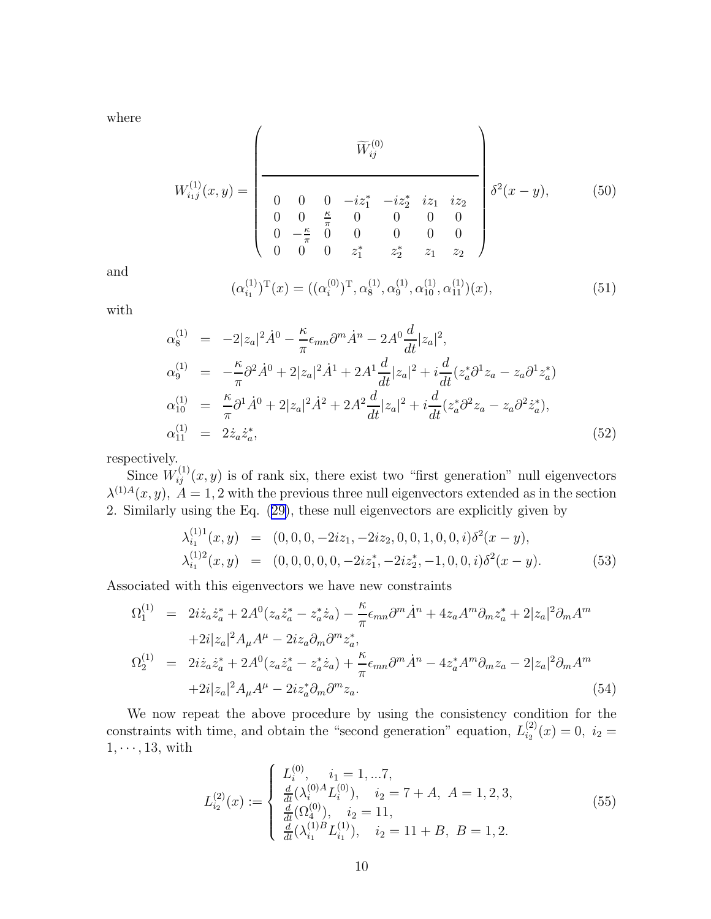where

$$W^{(1)}_{i_1 j}(x,y) = \left( \begin{array}{ccccccc} \multicolumn{7}{c}{\widetilde{W}^{(0)}_{ij}} \\ \hline 0 & 0 & 0 & -iz_1^* & -iz_2^* & iz_1 & iz_2 \\ 0 & 0 & \frac{\kappa}{\pi} & 0 & 0 & 0 & 0 \\ 0 & -\frac{\kappa}{\pi} & 0 & 0 & 0 & 0 & 0 \\ 0 & 0 & 0 & z_1^* & z_2^* & z_1 & z_2 \end{array} \right) \delta^2(x-y), \tag{50}$$

and

$$(\alpha^{(1)}_{i_1})^{\rm T}(x) = ((\alpha^{(0)}_i)^{\rm T}, \alpha^{(1)}_8, \alpha^{(1)}_9, \alpha^{(1)}_{10}, \alpha^{(1)}_{11})(x), \tag{51}$$

with

$$\begin{aligned}
\alpha^{(1)}_8 &= -2|z_a|^2 \dot{A}^0 - \frac{\kappa}{\pi}\epsilon_{mn}\partial^m \dot{A}^n - 2A^0 \frac{d}{dt}|z_a|^2, \\
\alpha^{(1)}_9 &= -\frac{\kappa}{\pi}\partial^2 \dot{A}^0 + 2|z_a|^2 \dot{A}^1 + 2A^1 \frac{d}{dt}|z_a|^2 + i\frac{d}{dt}(z_a^* \partial^1 z_a - z_a \partial^1 z_a^*) \\
\alpha^{(1)}_{10} &= \frac{\kappa}{\pi}\partial^1 \dot{A}^0 + 2|z_a|^2 \dot{A}^2 + 2A^2 \frac{d}{dt}|z_a|^2 + i\frac{d}{dt}(z_a^* \partial^2 z_a - z_a \partial^2 \dot{z}_a^*), \\
\alpha^{(1)}_{11} &= 2\dot{z}_a \dot{z}_a^*,
\end{aligned} \tag{52}$$

respectively.

Since $W^{(1)}_{ij}(x,y)$ is of rank six, there exist two "first generation" null eigenvectors $\lambda^{(1)A}(x,y),\ A=1,2$ with the previous three null eigenvectors extended as in the section 2. Similarly using the Eq. (29), these null eigenvectors are explicitly given by

$$\begin{aligned}
\lambda^{(1)1}_{i_1}(x,y) &= (0,0,0,-2iz_1,-2iz_2,0,0,1,0,0,i)\delta^2(x-y), \\
\lambda^{(1)2}_{i_1}(x,y) &= (0,0,0,0,0,-2iz_1^*,-2iz_2^*,-1,0,0,i)\delta^2(x-y).
\end{aligned} \tag{53}$$

Associated with this eigenvectors we have new constraints

$$\begin{aligned}
\Omega^{(1)}_1 &= 2i\dot{z}_a\dot{z}_a^* + 2A^0(z_a\dot{z}_a^* - z_a^*\dot{z}_a) - \frac{\kappa}{\pi}\epsilon_{mn}\partial^m\dot{A}^n + 4z_aA^m\partial_m z_a^* + 2|z_a|^2\partial_m A^m \\
&\quad +2i|z_a|^2 A_\mu A^\mu - 2iz_a\partial_m\partial^m z_a^*, \\
\Omega^{(1)}_2 &= 2i\dot{z}_a\dot{z}_a^* + 2A^0(z_a\dot{z}_a^* - z_a^*\dot{z}_a) + \frac{\kappa}{\pi}\epsilon_{mn}\partial^m\dot{A}^n - 4z_a^*A^m\partial_m z_a - 2|z_a|^2\partial_m A^m \\
&\quad +2i|z_a|^2 A_\mu A^\mu - 2iz_a^*\partial_m\partial^m z_a.
\end{aligned} \tag{54}$$

We now repeat the above procedure by using the consistency condition for the constraints with time, and obtain the "second generation" equation, $L^{(2)}_{i_2}(x) = 0,\ i_2 = 1,\cdots,13$, with

$$L^{(2)}_{i_2}(x) := \left\{ \begin{array}{l} L^{(0)}_i, \quad i_1 = 1,...7, \\ \frac{d}{dt}(\lambda^{(0)A}_i L^{(0)}_i), \quad i_2 = 7+A,\ A=1,2,3, \\ \frac{d}{dt}(\Omega^{(0)}_4), \quad i_2 = 11, \\ \frac{d}{dt}(\lambda^{(1)B}_{i_1} L^{(1)}_{i_1}), \quad i_2 = 11+B,\ B=1,2. \end{array} \right. \tag{55}$$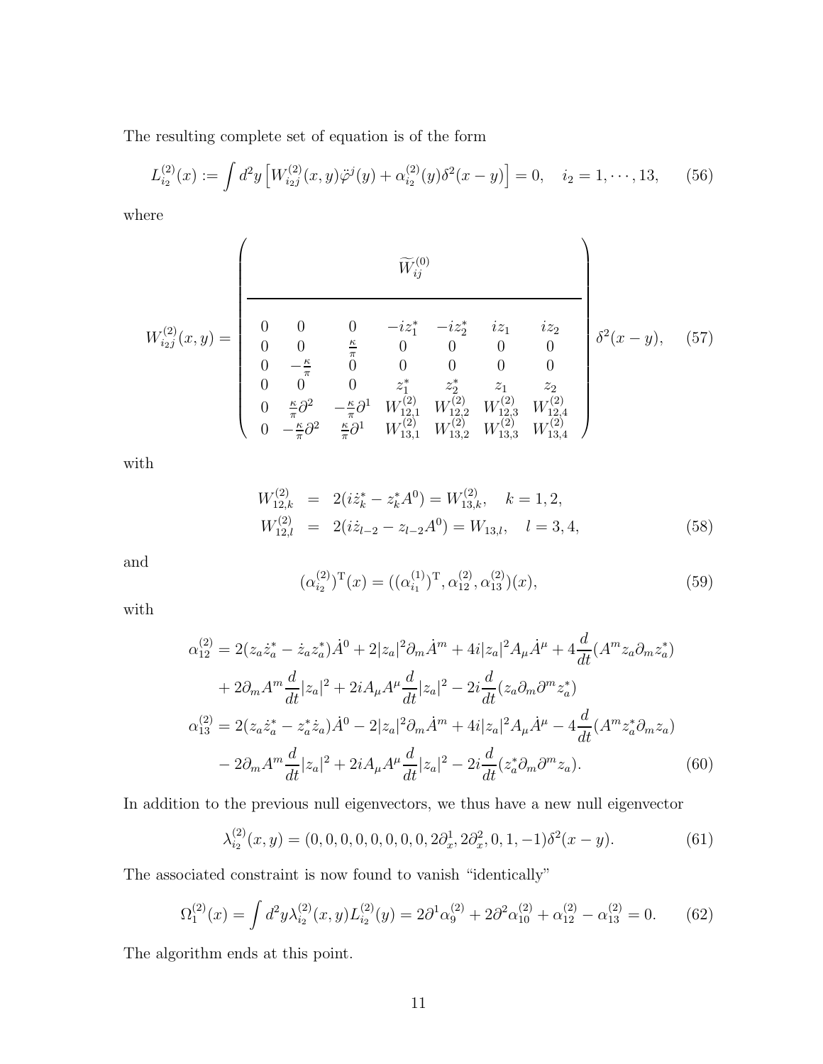The resulting complete set of equation is of the form

$$L_{i_2}^{(2)}(x) := \int d^2y \left[ W_{i_2 j}^{(2)}(x,y)\ddot{\varphi}^j(y) + \alpha_{i_2}^{(2)}(y)\delta^2(x-y) \right] = 0, \quad i_2 = 1, \cdots, 13, \tag{56}$$

where

$$W_{i_2 j}^{(2)}(x,y) = \left( \begin{array}{ccccccc} \multicolumn{7}{c}{\widetilde{W}_{ij}^{(0)}} \\ \hline 0 & 0 & 0 & -iz_1^* & -iz_2^* & iz_1 & iz_2 \\ 0 & 0 & \frac{\kappa}{\pi} & 0 & 0 & 0 & 0 \\ 0 & -\frac{\kappa}{\pi} & 0 & 0 & 0 & 0 & 0 \\ 0 & 0 & 0 & z_1^* & z_2^* & z_1 & z_2 \\ 0 & \frac{\kappa}{\pi}\partial^2 & -\frac{\kappa}{\pi}\partial^1 & W_{12,1}^{(2)} & W_{12,2}^{(2)} & W_{12,3}^{(2)} & W_{12,4}^{(2)} \\ 0 & -\frac{\kappa}{\pi}\partial^2 & \frac{\kappa}{\pi}\partial^1 & W_{13,1}^{(2)} & W_{13,2}^{(2)} & W_{13,3}^{(2)} & W_{13,4}^{(2)} \end{array} \right) \delta^2(x-y), \tag{57}$$

with

$$\begin{aligned} W_{12,k}^{(2)} &= 2(i\dot{z}_k^* - z_k^* A^0) = W_{13,k}^{(2)}, \quad k = 1,2, \\ W_{12,l}^{(2)} &= 2(i\dot{z}_{l-2} - z_{l-2}A^0) = W_{13,l}, \quad l = 3,4, \end{aligned} \tag{58}$$

and

$$(\alpha_{i_2}^{(2)})^{\mathrm{T}}(x) = ((\alpha_{i_1}^{(1)})^{\mathrm{T}}, \alpha_{12}^{(2)}, \alpha_{13}^{(2)})(x), \tag{59}$$

with

$$\begin{aligned} \alpha_{12}^{(2)} &= 2(z_a\dot{z}_a^* - \dot{z}_a z_a^*)\dot{A}^0 + 2|z_a|^2\partial_m\dot{A}^m + 4i|z_a|^2 A_\mu \dot{A}^\mu + 4\frac{d}{dt}(A^m z_a \partial_m z_a^*) \\ &\quad + 2\partial_m A^m \frac{d}{dt}|z_a|^2 + 2iA_\mu A^\mu \frac{d}{dt}|z_a|^2 - 2i\frac{d}{dt}(z_a\partial_m\partial^m z_a^*) \\ \alpha_{13}^{(2)} &= 2(z_a\dot{z}_a^* - z_a^*\dot{z}_a)\dot{A}^0 - 2|z_a|^2\partial_m\dot{A}^m + 4i|z_a|^2 A_\mu\dot{A}^\mu - 4\frac{d}{dt}(A^m z_a^*\partial_m z_a) \\ &\quad - 2\partial_m A^m \frac{d}{dt}|z_a|^2 + 2iA_\mu A^\mu\frac{d}{dt}|z_a|^2 - 2i\frac{d}{dt}(z_a^*\partial_m\partial^m z_a). \end{aligned} \tag{60}$$

In addition to the previous null eigenvectors, we thus have a new null eigenvector

$$\lambda_{i_2}^{(2)}(x,y) = (0,0,0,0,0,0,0,0,2\partial_x^1, 2\partial_x^2, 0, 1, -1)\delta^2(x-y). \tag{61}$$

The associated constraint is now found to vanish "identically"

$$\Omega_1^{(2)}(x) = \int d^2y \lambda_{i_2}^{(2)}(x,y) L_{i_2}^{(2)}(y) = 2\partial^1\alpha_9^{(2)} + 2\partial^2\alpha_{10}^{(2)} + \alpha_{12}^{(2)} - \alpha_{13}^{(2)} = 0. \tag{62}$$

The algorithm ends at this point.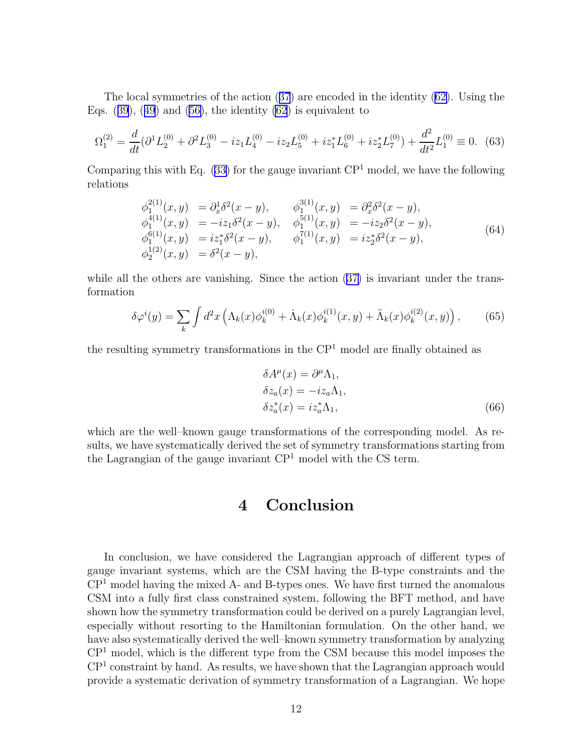The local symmetries of the action (37) are encoded in the identity (62). Using the Eqs. (39), (49) and (56), the identity (62) is equivalent to

$$
\Omega_1^{(2)} = \frac{d}{dt}(\partial^1 L_2^{(0)} + \partial^2 L_3^{(0)} - iz_1 L_4^{(0)} - iz_2 L_5^{(0)} + iz_1^* L_6^{(0)} + iz_2^* L_7^{(0)}) + \frac{d^2}{dt^2} L_1^{(0)} \equiv 0. \quad (63)
$$

Comparing this with Eq. (33) for the gauge invariant CP$^1$ model, we have the following relations

$$
\begin{aligned}
\phi_1^{2(1)}(x,y) &= \partial_x^1 \delta^2(x-y), & \phi_1^{3(1)}(x,y) &= \partial_x^2 \delta^2(x-y), \\
\phi_1^{4(1)}(x,y) &= -iz_1 \delta^2(x-y), & \phi_1^{5(1)}(x,y) &= -iz_2 \delta^2(x-y), \\
\phi_1^{6(1)}(x,y) &= iz_1^* \delta^2(x-y), & \phi_1^{7(1)}(x,y) &= iz_2^* \delta^2(x-y), \\
\phi_2^{1(2)}(x,y) &= \delta^2(x-y), & &
\end{aligned} \quad (64)
$$

while all the others are vanishing. Since the action (37) is invariant under the transformation

$$
\delta \varphi^i(y) = \sum_k \int d^2x \left( \Lambda_k(x) \phi_k^{i(0)} + \dot{\Lambda}_k(x) \phi_k^{i(1)}(x,y) + \ddot{\Lambda}_k(x) \phi_k^{i(2)}(x,y) \right), \quad (65)
$$

the resulting symmetry transformations in the CP$^1$ model are finally obtained as

$$
\begin{aligned}
\delta A^\mu(x) &= \partial^\mu \Lambda_1, \\
\delta z_a(x) &= -iz_a \Lambda_1, \\
\delta z_a^*(x) &= iz_a^* \Lambda_1,
\end{aligned} \quad (66)
$$

which are the well–known gauge transformations of the corresponding model. As results, we have systematically derived the set of symmetry transformations starting from the Lagrangian of the gauge invariant CP$^1$ model with the CS term.

# 4 Conclusion

In conclusion, we have considered the Lagrangian approach of different types of gauge invariant systems, which are the CSM having the B-type constraints and the CP$^1$ model having the mixed A- and B-types ones. We have first turned the anomalous CSM into a fully first class constrained system, following the BFT method, and have shown how the symmetry transformation could be derived on a purely Lagrangian level, especially without resorting to the Hamiltonian formulation. On the other hand, we have also systematically derived the well–known symmetry transformation by analyzing CP$^1$ model, which is the different type from the CSM because this model imposes the CP$^1$ constraint by hand. As results, we have shown that the Lagrangian approach would provide a systematic derivation of symmetry transformation of a Lagrangian. We hope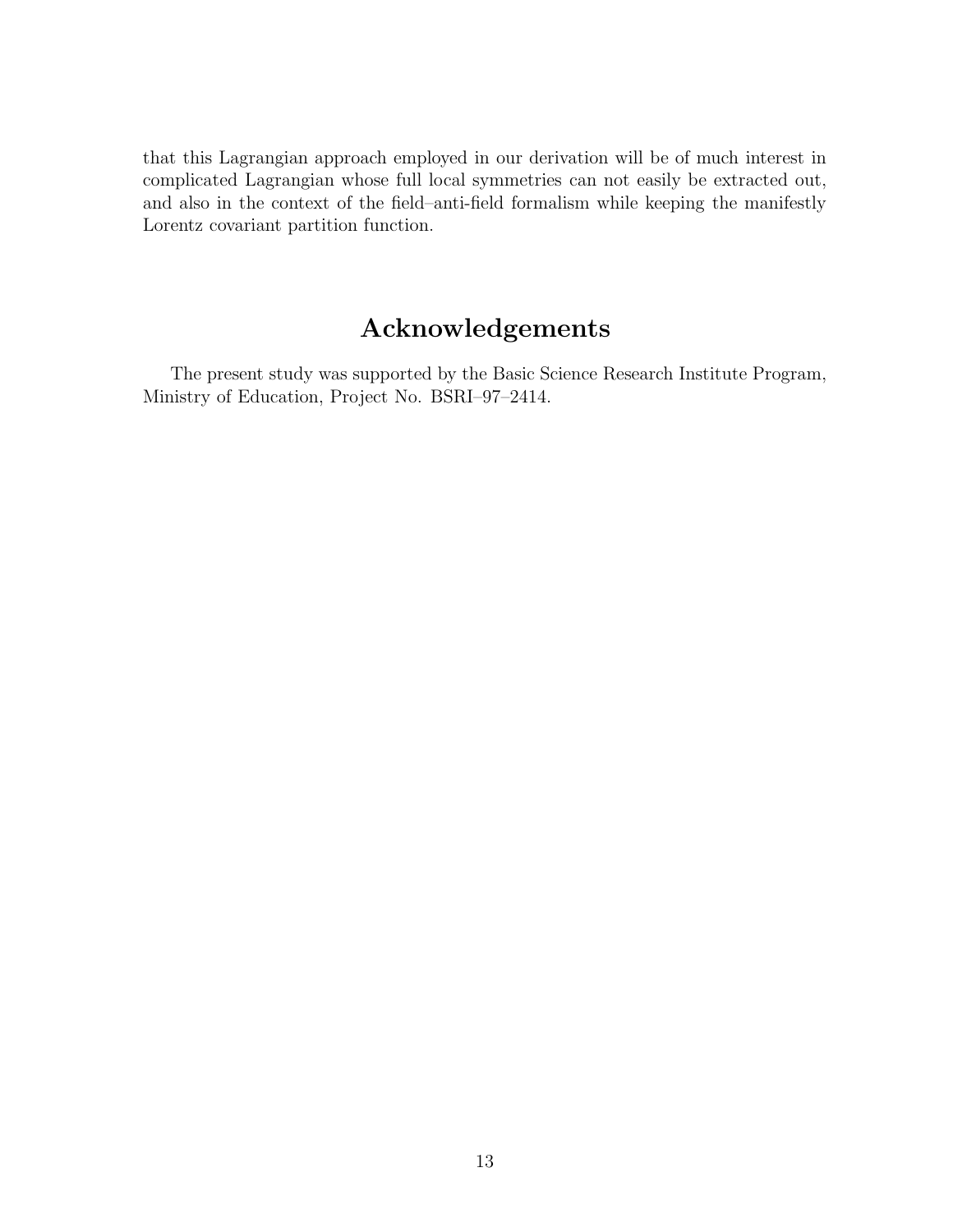that this Lagrangian approach employed in our derivation will be of much interest in complicated Lagrangian whose full local symmetries can not easily be extracted out, and also in the context of the field–anti-field formalism while keeping the manifestly Lorentz covariant partition function.

## Acknowledgements

The present study was supported by the Basic Science Research Institute Program, Ministry of Education, Project No. BSRI–97–2414.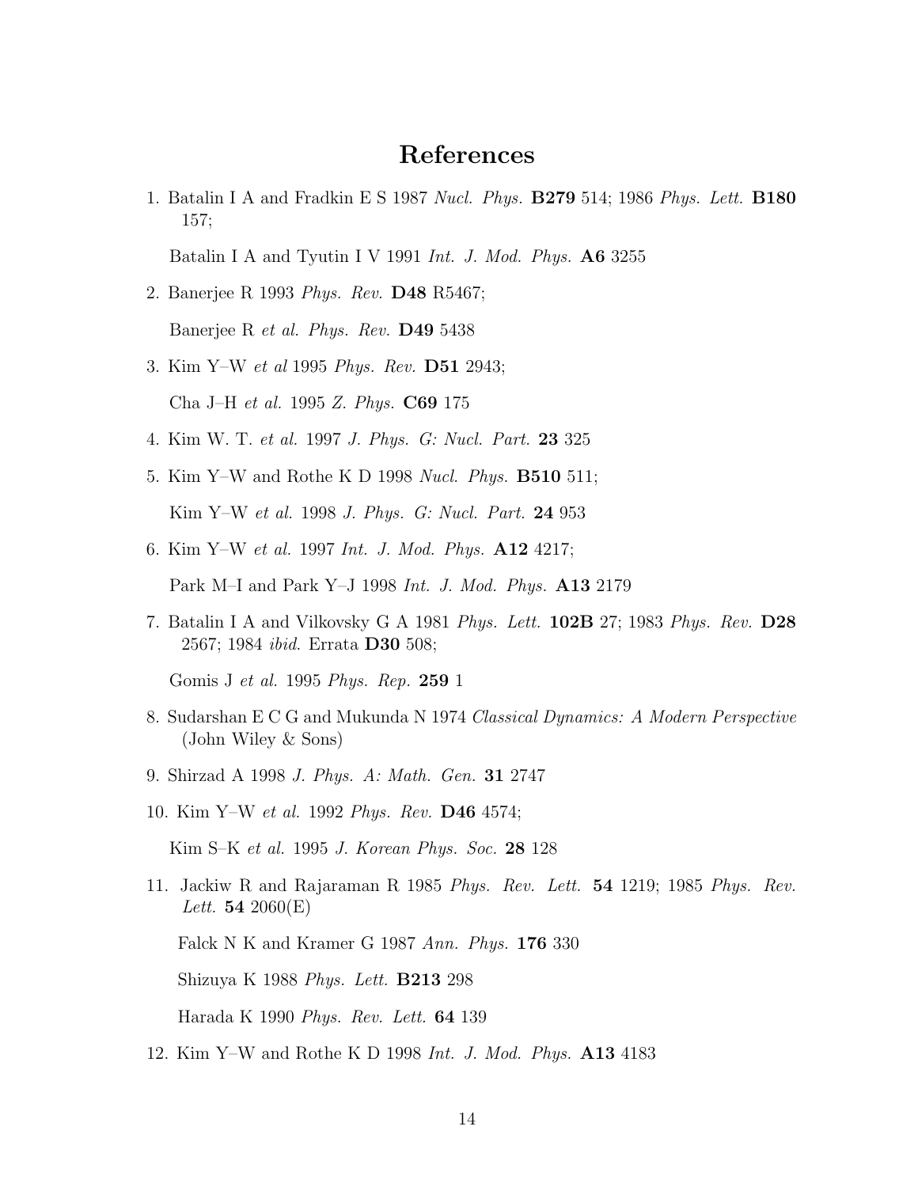# References

1. Batalin I A and Fradkin E S 1987 *Nucl. Phys.* **B279** 514; 1986 *Phys. Lett.* **B180** 157;

   Batalin I A and Tyutin I V 1991 *Int. J. Mod. Phys.* **A6** 3255

2. Banerjee R 1993 *Phys. Rev.* **D48** R5467;

   Banerjee R *et al. Phys. Rev.* **D49** 5438

3. Kim Y–W *et al* 1995 *Phys. Rev.* **D51** 2943;

   Cha J–H *et al.* 1995 *Z. Phys.* **C69** 175

4. Kim W. T. *et al.* 1997 *J. Phys. G: Nucl. Part.* **23** 325

5. Kim Y–W and Rothe K D 1998 *Nucl. Phys.* **B510** 511;

   Kim Y–W *et al.* 1998 *J. Phys. G: Nucl. Part.* **24** 953

6. Kim Y–W *et al.* 1997 *Int. J. Mod. Phys.* **A12** 4217;

   Park M–I and Park Y–J 1998 *Int. J. Mod. Phys.* **A13** 2179

7. Batalin I A and Vilkovsky G A 1981 *Phys. Lett.* **102B** 27; 1983 *Phys. Rev.* **D28** 2567; 1984 *ibid.* Errata **D30** 508;

   Gomis J *et al.* 1995 *Phys. Rep.* **259** 1

8. Sudarshan E C G and Mukunda N 1974 *Classical Dynamics: A Modern Perspective* (John Wiley & Sons)

9. Shirzad A 1998 *J. Phys. A: Math. Gen.* **31** 2747

10. Kim Y–W *et al.* 1992 *Phys. Rev.* **D46** 4574;

    Kim S–K *et al.* 1995 *J. Korean Phys. Soc.* **28** 128

11. Jackiw R and Rajaraman R 1985 *Phys. Rev. Lett.* **54** 1219; 1985 *Phys. Rev. Lett.* **54** 2060(E)

    Falck N K and Kramer G 1987 *Ann. Phys.* **176** 330

    Shizuya K 1988 *Phys. Lett.* **B213** 298

    Harada K 1990 *Phys. Rev. Lett.* **64** 139

12. Kim Y–W and Rothe K D 1998 *Int. J. Mod. Phys.* **A13** 4183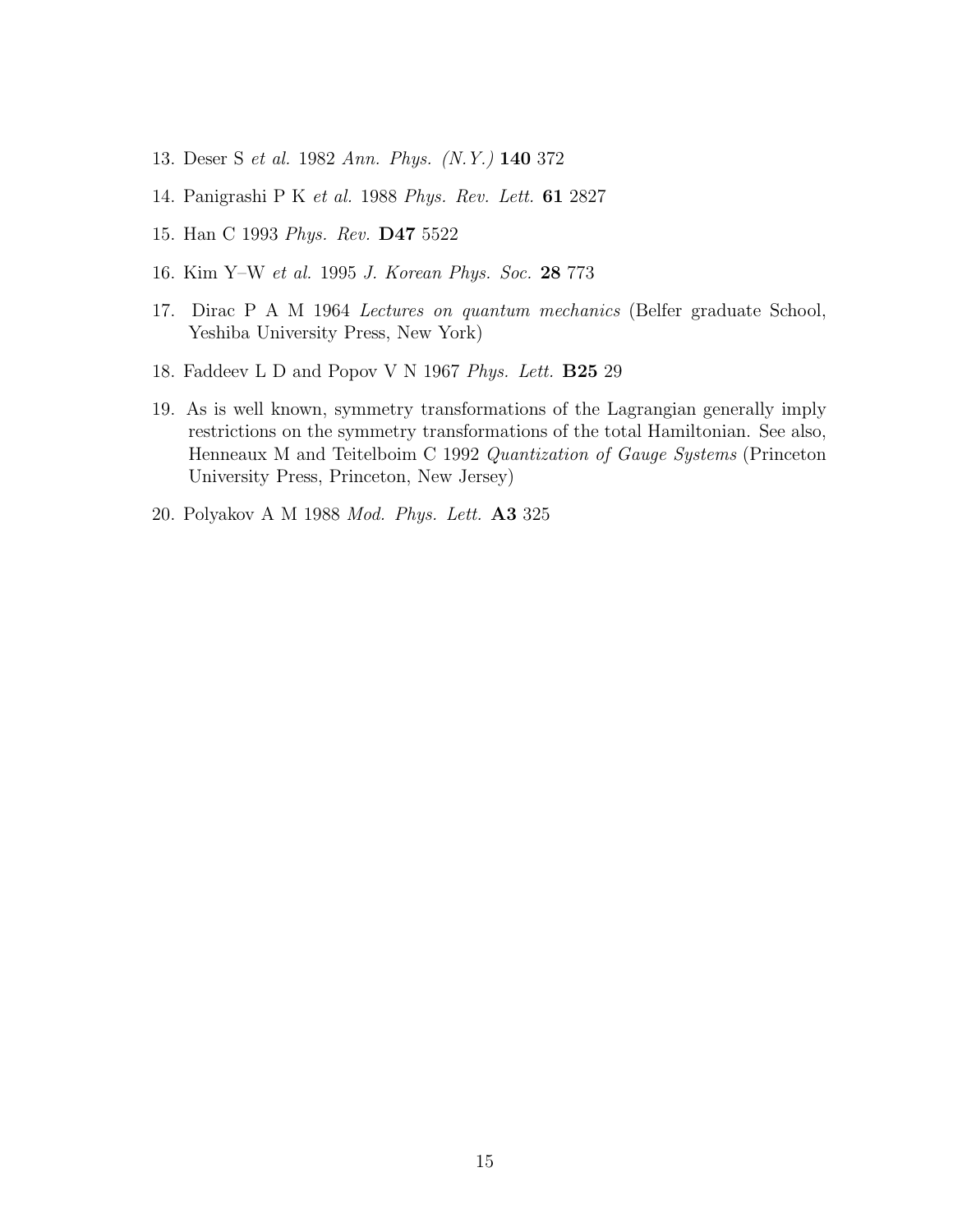13. Deser S *et al.* 1982 *Ann. Phys. (N.Y.)* **140** 372

14. Panigrashi P K *et al.* 1988 *Phys. Rev. Lett.* **61** 2827

15. Han C 1993 *Phys. Rev.* **D47** 5522

16. Kim Y–W *et al.* 1995 *J. Korean Phys. Soc.* **28** 773

17. Dirac P A M 1964 *Lectures on quantum mechanics* (Belfer graduate School, Yeshiba University Press, New York)

18. Faddeev L D and Popov V N 1967 *Phys. Lett.* **B25** 29

19. As is well known, symmetry transformations of the Lagrangian generally imply restrictions on the symmetry transformations of the total Hamiltonian. See also, Henneaux M and Teitelboim C 1992 *Quantization of Gauge Systems* (Princeton University Press, Princeton, New Jersey)

20. Polyakov A M 1988 *Mod. Phys. Lett.* **A3** 325